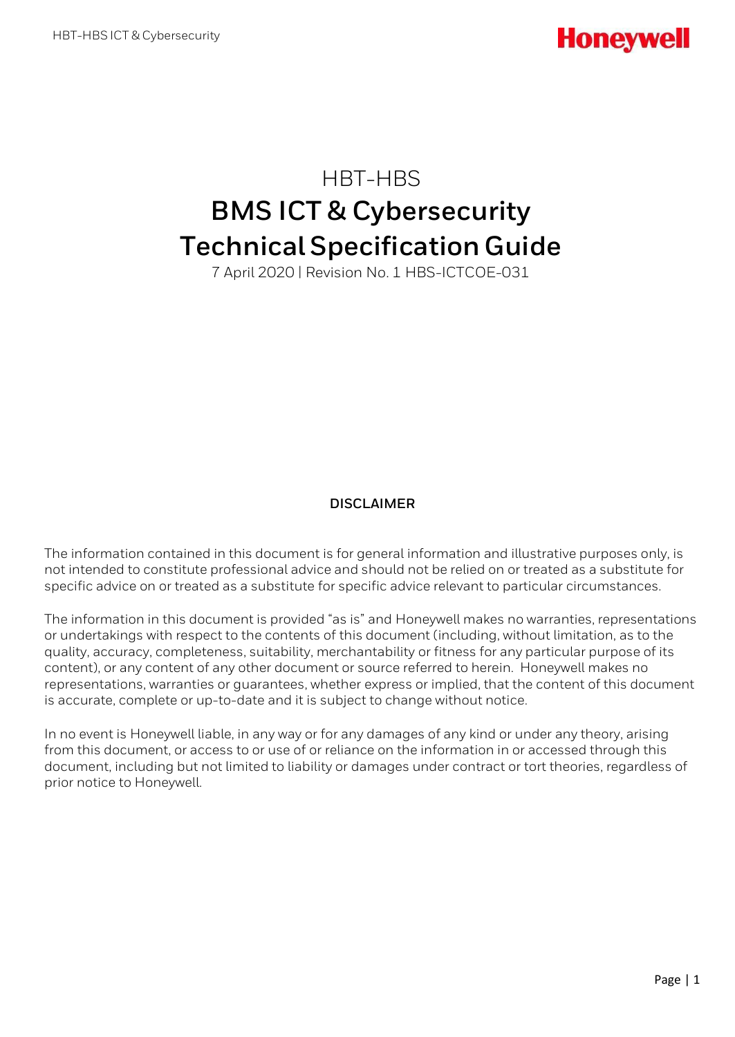# HBT-HBS

# BMS ICT & Cybersecurity Technical Specification Guide

7 April 2020 | Revision No. 1 HBS-ICTCOE-031

**DISCLAIMER**

The information contained in this document is for general information and illustrative purposes only, is not intended to constitute professional advice and should not be relied on or treated as a substitute for specific advice on or treated as a substitute for specific advice relevant to particular circumstances.

The information in this document is provided "as is" and Honeywell makes no warranties, representations or undertakings with respect to the contents of this document (including, without limitation, as to the quality, accuracy, completeness, suitability, merchantability or fitness for any particular purpose of its content), or any content of any other document or source referred to herein. Honeywell makes no representations, warranties or guarantees, whether express or implied, that the content of this document is accurate, complete or up-to-date and it is subject to change without notice.

In no event is Honeywell liable, in any way or for any damages of any kind or under any theory, arising from this document, or access to or use of or reliance on the information in or accessed through this document, including but not limited to liability or damages under contract or tort theories, regardless of prior notice to Honeywell.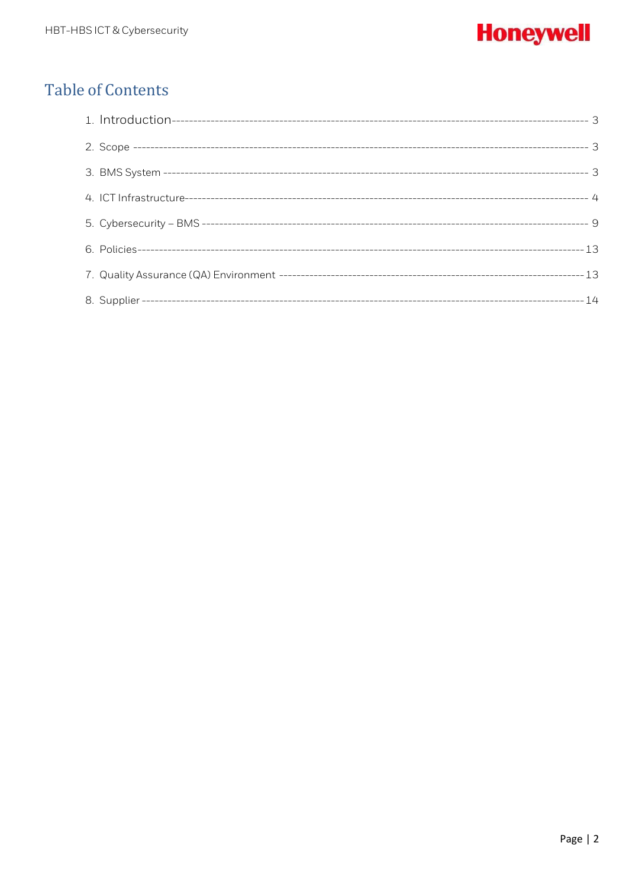# Table of Contents

1. Introduction ---------- 3
2. Scope ---------- 3
3. BMS System ---------- 3
4. ICT Infrastructure ---------- 4
5. Cybersecurity – BMS ---------- 9
6. Policies ---------- 13
7. Quality Assurance (QA) Environment ---------- 13
8. Supplier ---------- 14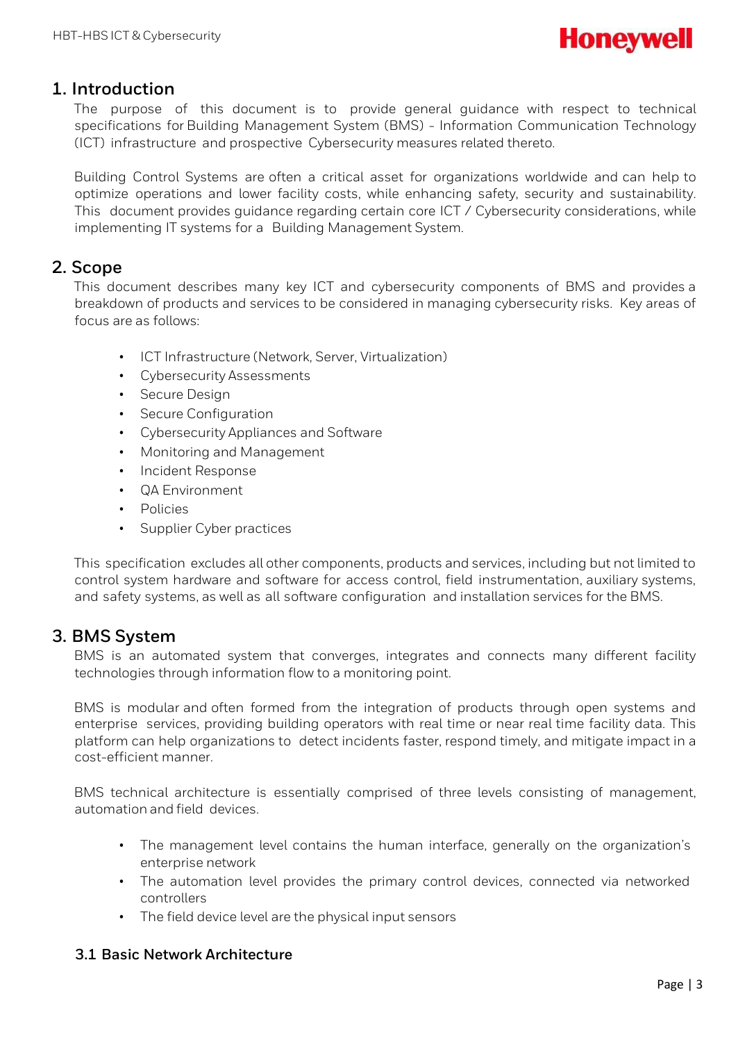# 1. Introduction

The purpose of this document is to provide general guidance with respect to technical specifications for Building Management System (BMS) - Information Communication Technology (ICT) infrastructure and prospective Cybersecurity measures related thereto.

Building Control Systems are often a critical asset for organizations worldwide and can help to optimize operations and lower facility costs, while enhancing safety, security and sustainability. This document provides guidance regarding certain core ICT / Cybersecurity considerations, while implementing IT systems for a Building Management System.

# 2. Scope

This document describes many key ICT and cybersecurity components of BMS and provides a breakdown of products and services to be considered in managing cybersecurity risks. Key areas of focus are as follows:

- ICT Infrastructure (Network, Server, Virtualization)
- Cybersecurity Assessments
- Secure Design
- Secure Configuration
- Cybersecurity Appliances and Software
- Monitoring and Management
- Incident Response
- QA Environment
- Policies
- Supplier Cyber practices

This specification excludes all other components, products and services, including but not limited to control system hardware and software for access control, field instrumentation, auxiliary systems, and safety systems, as well as all software configuration and installation services for the BMS.

# 3. BMS System

BMS is an automated system that converges, integrates and connects many different facility technologies through information flow to a monitoring point.

BMS is modular and often formed from the integration of products through open systems and enterprise services, providing building operators with real time or near real time facility data. This platform can help organizations to detect incidents faster, respond timely, and mitigate impact in a cost-efficient manner.

BMS technical architecture is essentially comprised of three levels consisting of management, automation and field devices.

- The management level contains the human interface, generally on the organization's enterprise network
- The automation level provides the primary control devices, connected via networked controllers
- The field device level are the physical input sensors

## 3.1 Basic Network Architecture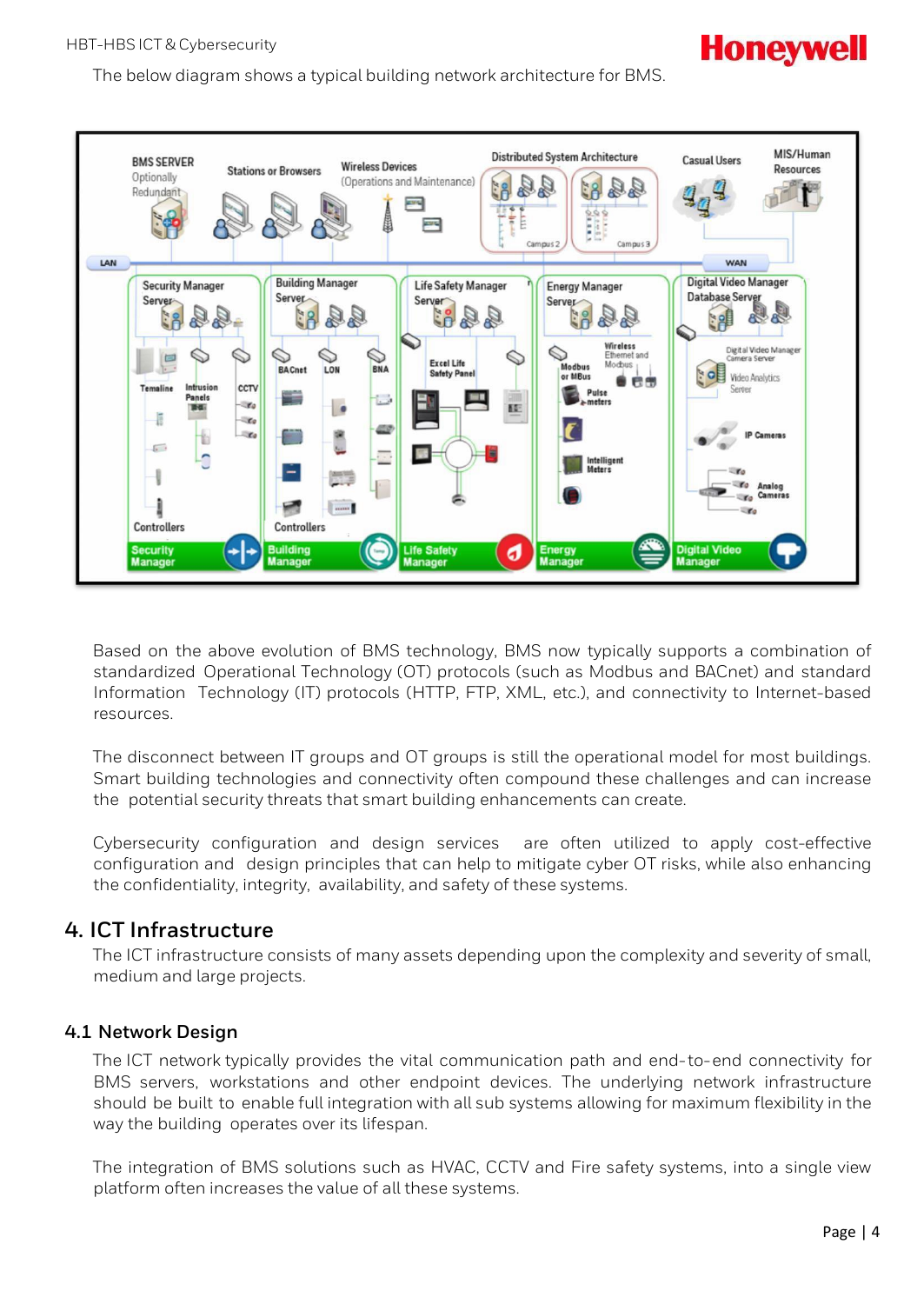The below diagram shows a typical building network architecture for BMS.

Based on the above evolution of BMS technology, BMS now typically supports a combination of standardized Operational Technology (OT) protocols (such as Modbus and BACnet) and standard Information Technology (IT) protocols (HTTP, FTP, XML, etc.), and connectivity to Internet-based resources.

The disconnect between IT groups and OT groups is still the operational model for most buildings. Smart building technologies and connectivity often compound these challenges and can increase the potential security threats that smart building enhancements can create.

Cybersecurity configuration and design services are often utilized to apply cost-effective configuration and design principles that can help to mitigate cyber OT risks, while also enhancing the confidentiality, integrity, availability, and safety of these systems.

## 4. ICT Infrastructure

The ICT infrastructure consists of many assets depending upon the complexity and severity of small, medium and large projects.

### 4.1 Network Design

The ICT network typically provides the vital communication path and end-to-end connectivity for BMS servers, workstations and other endpoint devices. The underlying network infrastructure should be built to enable full integration with all sub systems allowing for maximum flexibility in the way the building operates over its lifespan.

The integration of BMS solutions such as HVAC, CCTV and Fire safety systems, into a single view platform often increases the value of all these systems.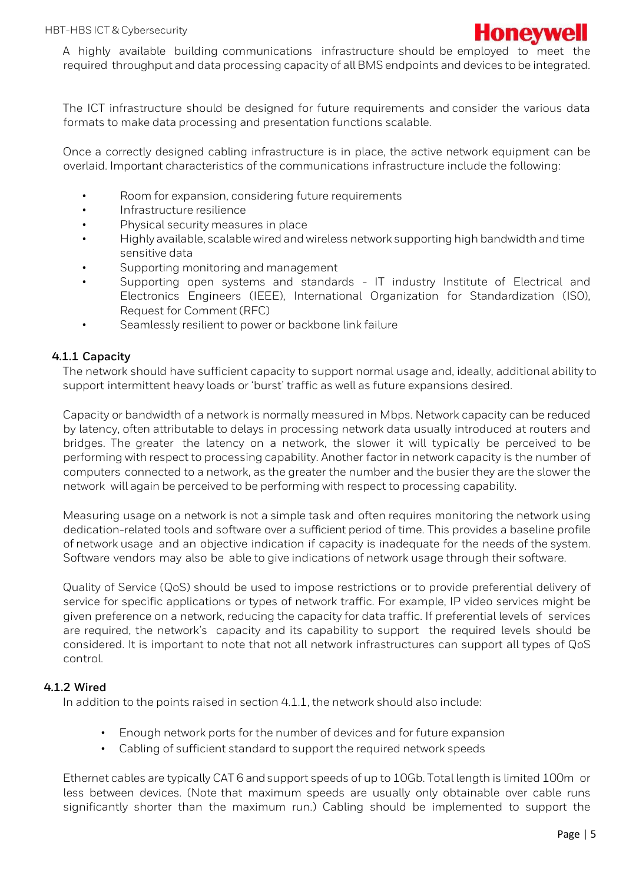A highly available building communications infrastructure should be employed to meet the required throughput and data processing capacity of all BMS endpoints and devices to be integrated.

The ICT infrastructure should be designed for future requirements and consider the various data formats to make data processing and presentation functions scalable.

Once a correctly designed cabling infrastructure is in place, the active network equipment can be overlaid. Important characteristics of the communications infrastructure include the following:

- Room for expansion, considering future requirements
- Infrastructure resilience
- Physical security measures in place
- Highly available, scalable wired and wireless network supporting high bandwidth and time sensitive data
- Supporting monitoring and management
- Supporting open systems and standards - IT industry Institute of Electrical and Electronics Engineers (IEEE), International Organization for Standardization (ISO), Request for Comment (RFC)
- Seamlessly resilient to power or backbone link failure

### 4.1.1 Capacity

The network should have sufficient capacity to support normal usage and, ideally, additional ability to support intermittent heavy loads or 'burst' traffic as well as future expansions desired.

Capacity or bandwidth of a network is normally measured in Mbps. Network capacity can be reduced by latency, often attributable to delays in processing network data usually introduced at routers and bridges. The greater the latency on a network, the slower it will typically be perceived to be performing with respect to processing capability. Another factor in network capacity is the number of computers connected to a network, as the greater the number and the busier they are the slower the network will again be perceived to be performing with respect to processing capability.

Measuring usage on a network is not a simple task and often requires monitoring the network using dedication-related tools and software over a sufficient period of time. This provides a baseline profile of network usage and an objective indication if capacity is inadequate for the needs of the system. Software vendors may also be able to give indications of network usage through their software.

Quality of Service (QoS) should be used to impose restrictions or to provide preferential delivery of service for specific applications or types of network traffic. For example, IP video services might be given preference on a network, reducing the capacity for data traffic. If preferential levels of services are required, the network's capacity and its capability to support the required levels should be considered. It is important to note that not all network infrastructures can support all types of QoS control.

### 4.1.2 Wired

In addition to the points raised in section 4.1.1, the network should also include:

- Enough network ports for the number of devices and for future expansion
- Cabling of sufficient standard to support the required network speeds

Ethernet cables are typically CAT 6 and support speeds of up to 10Gb. Total length is limited 100m or less between devices. (Note that maximum speeds are usually only obtainable over cable runs significantly shorter than the maximum run.) Cabling should be implemented to support the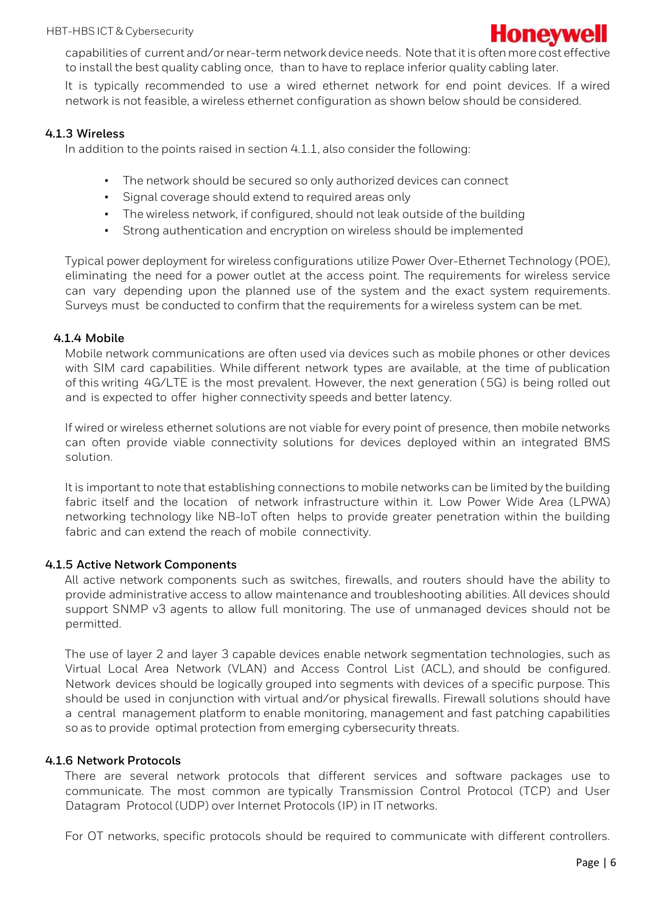capabilities of current and/or near-term network device needs. Note that it is often more cost effective to install the best quality cabling once, than to have to replace inferior quality cabling later.

It is typically recommended to use a wired ethernet network for end point devices. If a wired network is not feasible, a wireless ethernet configuration as shown below should be considered.

### 4.1.3 Wireless

In addition to the points raised in section 4.1.1, also consider the following:

- The network should be secured so only authorized devices can connect
- Signal coverage should extend to required areas only
- The wireless network, if configured, should not leak outside of the building
- Strong authentication and encryption on wireless should be implemented

Typical power deployment for wireless configurations utilize Power Over-Ethernet Technology (POE), eliminating the need for a power outlet at the access point. The requirements for wireless service can vary depending upon the planned use of the system and the exact system requirements. Surveys must be conducted to confirm that the requirements for a wireless system can be met.

### 4.1.4 Mobile

Mobile network communications are often used via devices such as mobile phones or other devices with SIM card capabilities. While different network types are available, at the time of publication of this writing 4G/LTE is the most prevalent. However, the next generation (5G) is being rolled out and is expected to offer higher connectivity speeds and better latency.

If wired or wireless ethernet solutions are not viable for every point of presence, then mobile networks can often provide viable connectivity solutions for devices deployed within an integrated BMS solution.

It is important to note that establishing connections to mobile networks can be limited by the building fabric itself and the location of network infrastructure within it. Low Power Wide Area (LPWA) networking technology like NB-IoT often helps to provide greater penetration within the building fabric and can extend the reach of mobile connectivity.

### 4.1.5 Active Network Components

All active network components such as switches, firewalls, and routers should have the ability to provide administrative access to allow maintenance and troubleshooting abilities. All devices should support SNMP v3 agents to allow full monitoring. The use of unmanaged devices should not be permitted.

The use of layer 2 and layer 3 capable devices enable network segmentation technologies, such as Virtual Local Area Network (VLAN) and Access Control List (ACL), and should be configured. Network devices should be logically grouped into segments with devices of a specific purpose. This should be used in conjunction with virtual and/or physical firewalls. Firewall solutions should have a central management platform to enable monitoring, management and fast patching capabilities so as to provide optimal protection from emerging cybersecurity threats.

### 4.1.6 Network Protocols

There are several network protocols that different services and software packages use to communicate. The most common are typically Transmission Control Protocol (TCP) and User Datagram Protocol (UDP) over Internet Protocols (IP) in IT networks.

For OT networks, specific protocols should be required to communicate with different controllers.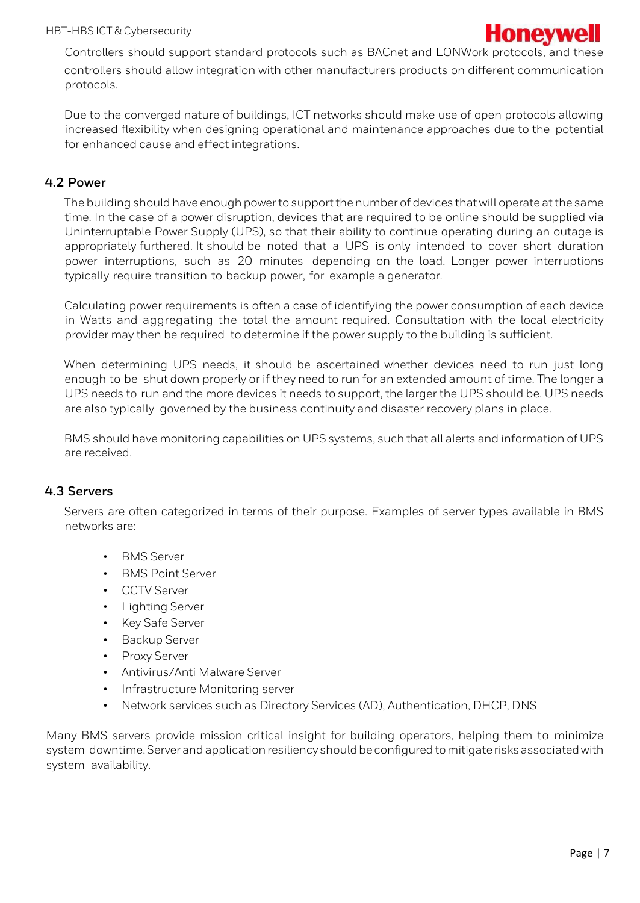Controllers should support standard protocols such as BACnet and LONWork protocols, and these controllers should allow integration with other manufacturers products on different communication protocols.

Due to the converged nature of buildings, ICT networks should make use of open protocols allowing increased flexibility when designing operational and maintenance approaches due to the potential for enhanced cause and effect integrations.

### 4.2 Power

The building should have enough power to support the number of devices that will operate at the same time. In the case of a power disruption, devices that are required to be online should be supplied via Uninterruptable Power Supply (UPS), so that their ability to continue operating during an outage is appropriately furthered. It should be noted that a UPS is only intended to cover short duration power interruptions, such as 20 minutes depending on the load. Longer power interruptions typically require transition to backup power, for example a generator.

Calculating power requirements is often a case of identifying the power consumption of each device in Watts and aggregating the total the amount required. Consultation with the local electricity provider may then be required to determine if the power supply to the building is sufficient.

When determining UPS needs, it should be ascertained whether devices need to run just long enough to be shut down properly or if they need to run for an extended amount of time. The longer a UPS needs to run and the more devices it needs to support, the larger the UPS should be. UPS needs are also typically governed by the business continuity and disaster recovery plans in place.

BMS should have monitoring capabilities on UPS systems, such that all alerts and information of UPS are received.

### 4.3 Servers

Servers are often categorized in terms of their purpose. Examples of server types available in BMS networks are:

- BMS Server
- BMS Point Server
- CCTV Server
- Lighting Server
- Key Safe Server
- Backup Server
- Proxy Server
- Antivirus/Anti Malware Server
- Infrastructure Monitoring server
- Network services such as Directory Services (AD), Authentication, DHCP, DNS

Many BMS servers provide mission critical insight for building operators, helping them to minimize system downtime. Server and application resiliency should be configured to mitigate risks associated with system availability.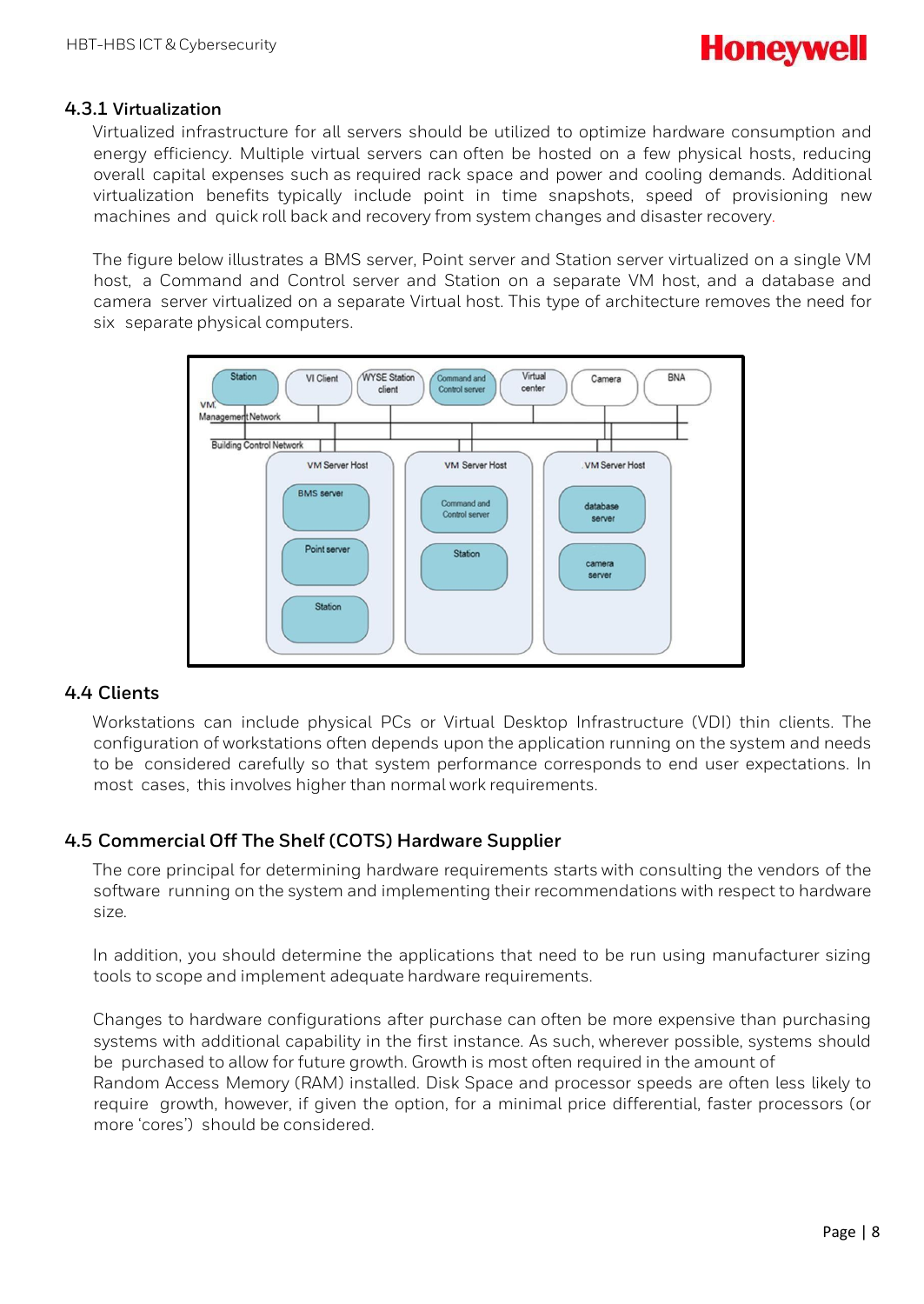### 4.3.1 Virtualization

Virtualized infrastructure for all servers should be utilized to optimize hardware consumption and energy efficiency. Multiple virtual servers can often be hosted on a few physical hosts, reducing overall capital expenses such as required rack space and power and cooling demands. Additional virtualization benefits typically include point in time snapshots, speed of provisioning new machines and quick roll back and recovery from system changes and disaster recovery.

The figure below illustrates a BMS server, Point server and Station server virtualized on a single VM host, a Command and Control server and Station on a separate VM host, and a database and camera server virtualized on a separate Virtual host. This type of architecture removes the need for six separate physical computers.

## 4.4 Clients

Workstations can include physical PCs or Virtual Desktop Infrastructure (VDI) thin clients. The configuration of workstations often depends upon the application running on the system and needs to be considered carefully so that system performance corresponds to end user expectations. In most cases, this involves higher than normal work requirements.

## 4.5 Commercial Off The Shelf (COTS) Hardware Supplier

The core principal for determining hardware requirements starts with consulting the vendors of the software running on the system and implementing their recommendations with respect to hardware size.

In addition, you should determine the applications that need to be run using manufacturer sizing tools to scope and implement adequate hardware requirements.

Changes to hardware configurations after purchase can often be more expensive than purchasing systems with additional capability in the first instance. As such, wherever possible, systems should be purchased to allow for future growth. Growth is most often required in the amount of Random Access Memory (RAM) installed. Disk Space and processor speeds are often less likely to require growth, however, if given the option, for a minimal price differential, faster processors (or more 'cores') should be considered.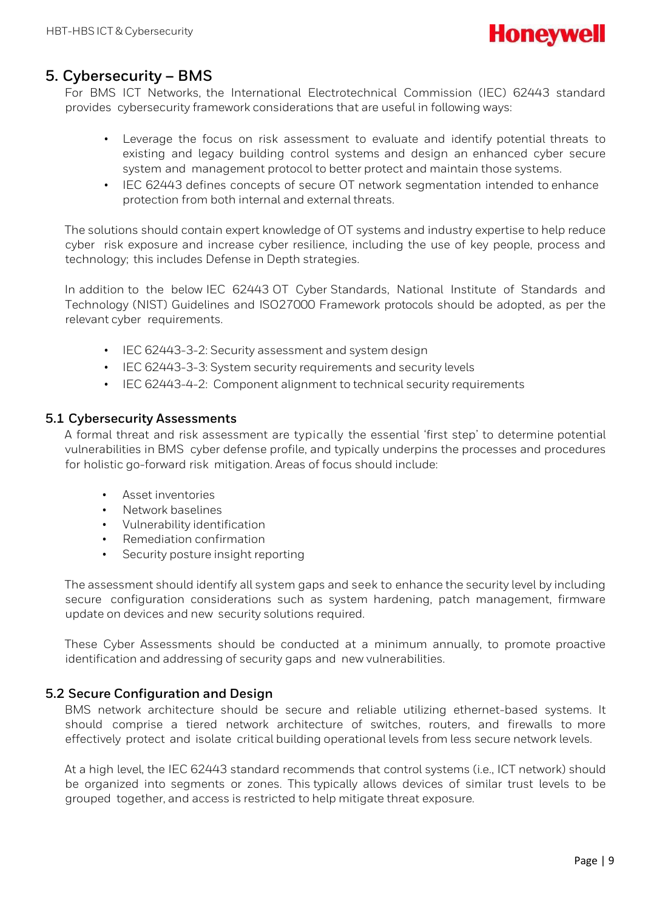## 5. Cybersecurity – BMS

For BMS ICT Networks, the International Electrotechnical Commission (IEC) 62443 standard provides cybersecurity framework considerations that are useful in following ways:

- Leverage the focus on risk assessment to evaluate and identify potential threats to existing and legacy building control systems and design an enhanced cyber secure system and management protocol to better protect and maintain those systems.
- IEC 62443 defines concepts of secure OT network segmentation intended to enhance protection from both internal and external threats.

The solutions should contain expert knowledge of OT systems and industry expertise to help reduce cyber risk exposure and increase cyber resilience, including the use of key people, process and technology; this includes Defense in Depth strategies.

In addition to the below IEC 62443 OT Cyber Standards, National Institute of Standards and Technology (NIST) Guidelines and ISO27000 Framework protocols should be adopted, as per the relevant cyber requirements.

- IEC 62443-3-2: Security assessment and system design
- IEC 62443-3-3: System security requirements and security levels
- IEC 62443-4-2: Component alignment to technical security requirements

### 5.1 Cybersecurity Assessments

A formal threat and risk assessment are typically the essential 'first step' to determine potential vulnerabilities in BMS cyber defense profile, and typically underpins the processes and procedures for holistic go-forward risk mitigation. Areas of focus should include:

- Asset inventories
- Network baselines
- Vulnerability identification
- Remediation confirmation
- Security posture insight reporting

The assessment should identify all system gaps and seek to enhance the security level by including secure configuration considerations such as system hardening, patch management, firmware update on devices and new security solutions required.

These Cyber Assessments should be conducted at a minimum annually, to promote proactive identification and addressing of security gaps and new vulnerabilities.

### 5.2 Secure Configuration and Design

BMS network architecture should be secure and reliable utilizing ethernet-based systems. It should comprise a tiered network architecture of switches, routers, and firewalls to more effectively protect and isolate critical building operational levels from less secure network levels.

At a high level, the IEC 62443 standard recommends that control systems (i.e., ICT network) should be organized into segments or zones. This typically allows devices of similar trust levels to be grouped together, and access is restricted to help mitigate threat exposure.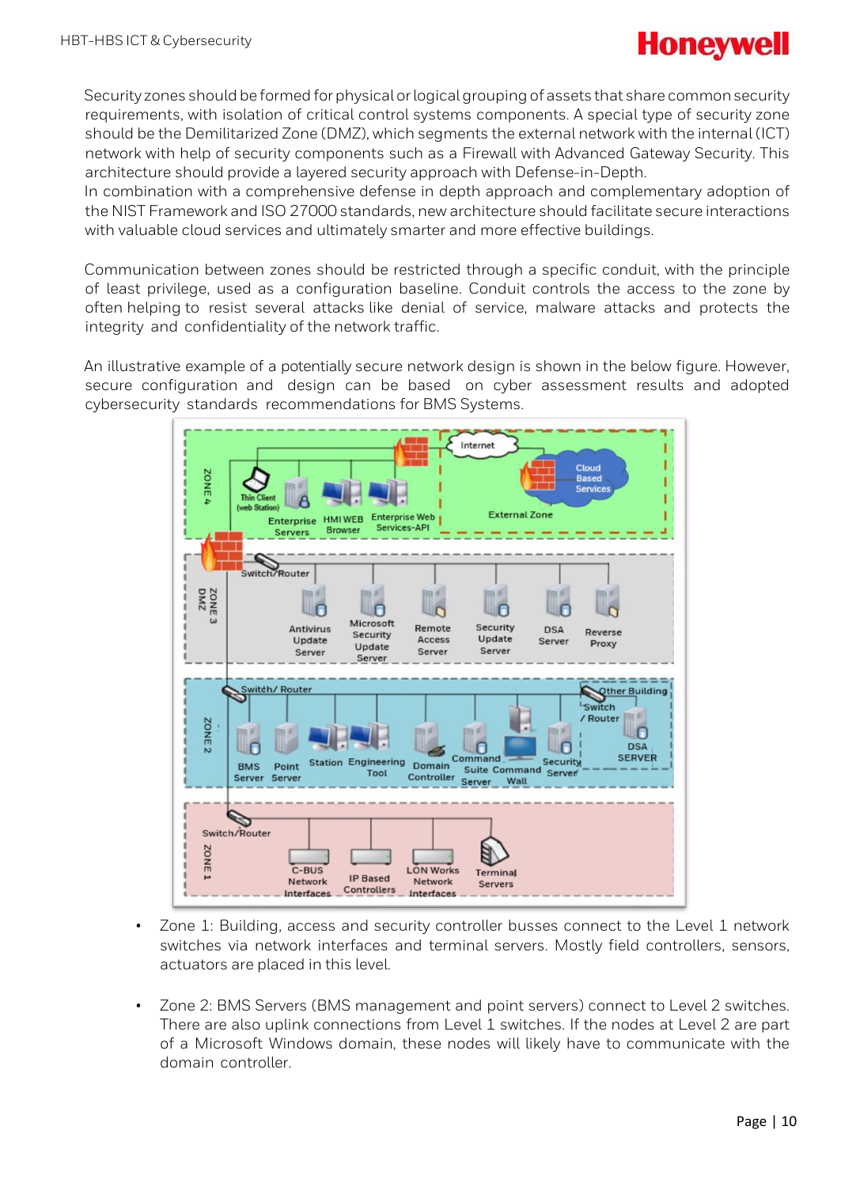Security zones should be formed for physical or logical grouping of assets that share common security requirements, with isolation of critical control systems components. A special type of security zone should be the Demilitarized Zone (DMZ), which segments the external network with the internal (ICT) network with help of security components such as a Firewall with Advanced Gateway Security. This architecture should provide a layered security approach with Defense-in-Depth.
In combination with a comprehensive defense in depth approach and complementary adoption of the NIST Framework and ISO 27000 standards, new architecture should facilitate secure interactions with valuable cloud services and ultimately smarter and more effective buildings.

Communication between zones should be restricted through a specific conduit, with the principle of least privilege, used as a configuration baseline. Conduit controls the access to the zone by often helping to resist several attacks like denial of service, malware attacks and protects the integrity and confidentiality of the network traffic.

An illustrative example of a potentially secure network design is shown in the below figure. However, secure configuration and design can be based on cyber assessment results and adopted cybersecurity standards recommendations for BMS Systems.

- Zone 1: Building, access and security controller busses connect to the Level 1 network switches via network interfaces and terminal servers. Mostly field controllers, sensors, actuators are placed in this level.

- Zone 2: BMS Servers (BMS management and point servers) connect to Level 2 switches. There are also uplink connections from Level 1 switches. If the nodes at Level 2 are part of a Microsoft Windows domain, these nodes will likely have to communicate with the domain controller.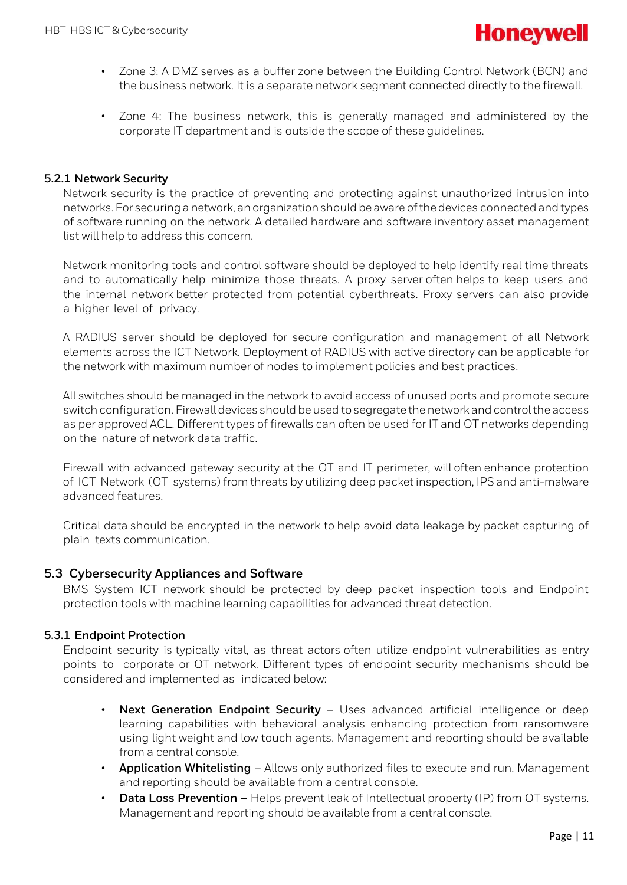- Zone 3: A DMZ serves as a buffer zone between the Building Control Network (BCN) and the business network. It is a separate network segment connected directly to the firewall.
- Zone 4: The business network, this is generally managed and administered by the corporate IT department and is outside the scope of these guidelines.

### 5.2.1 Network Security

Network security is the practice of preventing and protecting against unauthorized intrusion into networks. For securing a network, an organization should be aware of the devices connected and types of software running on the network. A detailed hardware and software inventory asset management list will help to address this concern.

Network monitoring tools and control software should be deployed to help identify real time threats and to automatically help minimize those threats. A proxy server often helps to keep users and the internal network better protected from potential cyberthreats. Proxy servers can also provide a higher level of privacy.

A RADIUS server should be deployed for secure configuration and management of all Network elements across the ICT Network. Deployment of RADIUS with active directory can be applicable for the network with maximum number of nodes to implement policies and best practices.

All switches should be managed in the network to avoid access of unused ports and promote secure switch configuration. Firewall devices should be used to segregate the network and control the access as per approved ACL. Different types of firewalls can often be used for IT and OT networks depending on the nature of network data traffic.

Firewall with advanced gateway security at the OT and IT perimeter, will often enhance protection of ICT Network (OT systems) from threats by utilizing deep packet inspection, IPS and anti-malware advanced features.

Critical data should be encrypted in the network to help avoid data leakage by packet capturing of plain texts communication.

## 5.3 Cybersecurity Appliances and Software

BMS System ICT network should be protected by deep packet inspection tools and Endpoint protection tools with machine learning capabilities for advanced threat detection.

### 5.3.1 Endpoint Protection

Endpoint security is typically vital, as threat actors often utilize endpoint vulnerabilities as entry points to corporate or OT network. Different types of endpoint security mechanisms should be considered and implemented as indicated below:

- **Next Generation Endpoint Security** – Uses advanced artificial intelligence or deep learning capabilities with behavioral analysis enhancing protection from ransomware using light weight and low touch agents. Management and reporting should be available from a central console.
- **Application Whitelisting** – Allows only authorized files to execute and run. Management and reporting should be available from a central console.
- **Data Loss Prevention –** Helps prevent leak of Intellectual property (IP) from OT systems. Management and reporting should be available from a central console.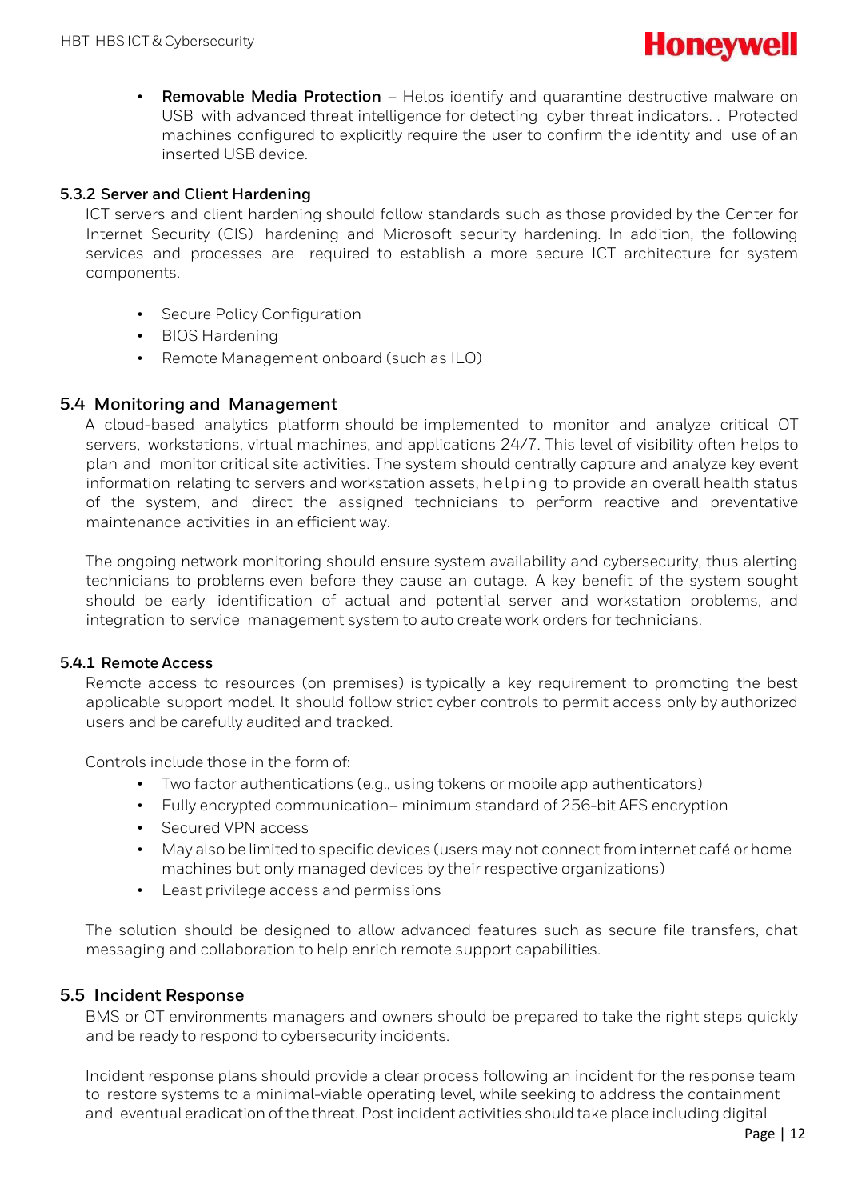- **Removable Media Protection** – Helps identify and quarantine destructive malware on USB with advanced threat intelligence for detecting cyber threat indicators. . Protected machines configured to explicitly require the user to confirm the identity and use of an inserted USB device.

### 5.3.2 Server and Client Hardening

ICT servers and client hardening should follow standards such as those provided by the Center for Internet Security (CIS) hardening and Microsoft security hardening. In addition, the following services and processes are required to establish a more secure ICT architecture for system components.

- Secure Policy Configuration
- BIOS Hardening
- Remote Management onboard (such as ILO)

## 5.4 Monitoring and Management

A cloud-based analytics platform should be implemented to monitor and analyze critical OT servers, workstations, virtual machines, and applications 24/7. This level of visibility often helps to plan and monitor critical site activities. The system should centrally capture and analyze key event information relating to servers and workstation assets, helping to provide an overall health status of the system, and direct the assigned technicians to perform reactive and preventative maintenance activities in an efficient way.

The ongoing network monitoring should ensure system availability and cybersecurity, thus alerting technicians to problems even before they cause an outage. A key benefit of the system sought should be early identification of actual and potential server and workstation problems, and integration to service management system to auto create work orders for technicians.

### 5.4.1 Remote Access

Remote access to resources (on premises) is typically a key requirement to promoting the best applicable support model. It should follow strict cyber controls to permit access only by authorized users and be carefully audited and tracked.

Controls include those in the form of:

- Two factor authentications (e.g., using tokens or mobile app authenticators)
- Fully encrypted communication– minimum standard of 256-bit AES encryption
- Secured VPN access
- May also be limited to specific devices (users may not connect from internet café or home machines but only managed devices by their respective organizations)
- Least privilege access and permissions

The solution should be designed to allow advanced features such as secure file transfers, chat messaging and collaboration to help enrich remote support capabilities.

## 5.5 Incident Response

BMS or OT environments managers and owners should be prepared to take the right steps quickly and be ready to respond to cybersecurity incidents.

Incident response plans should provide a clear process following an incident for the response team to restore systems to a minimal-viable operating level, while seeking to address the containment and eventual eradication of the threat. Post incident activities should take place including digital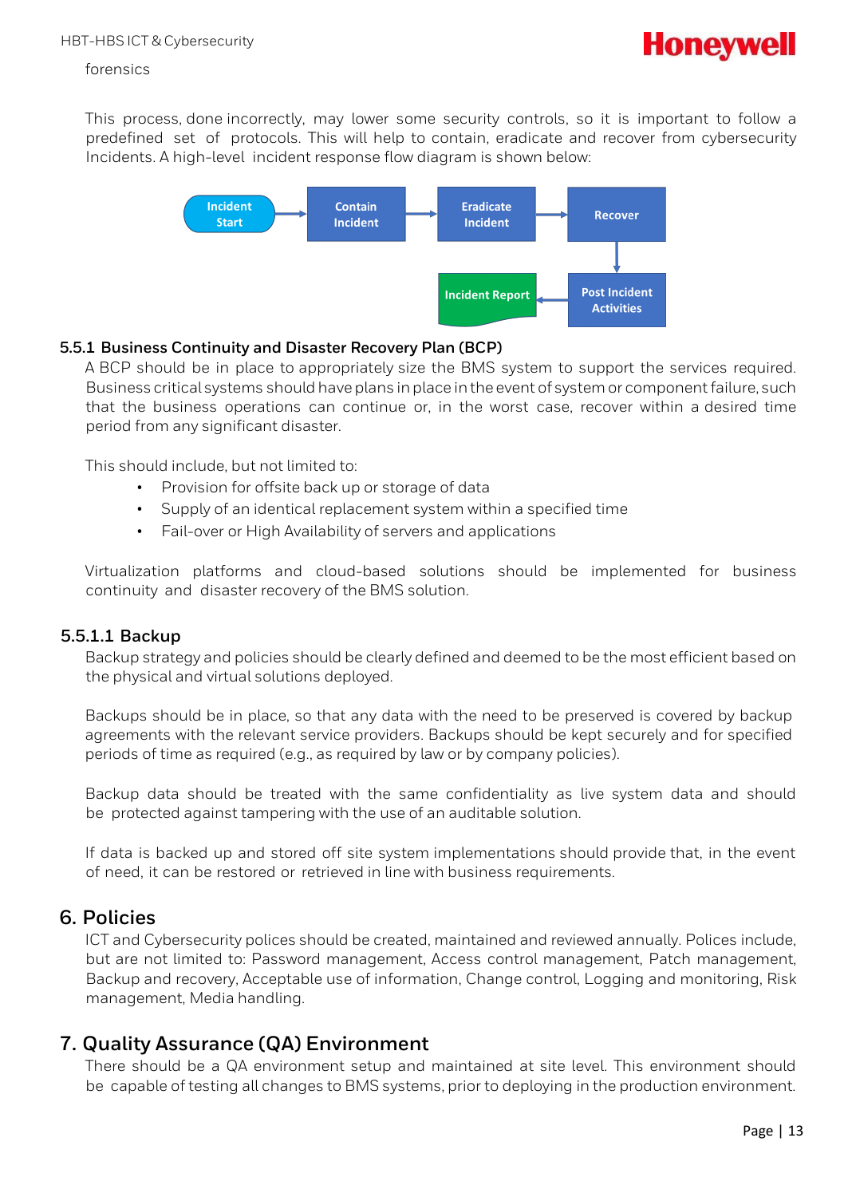forensics

This process, done incorrectly, may lower some security controls, so it is important to follow a predefined set of protocols. This will help to contain, eradicate and recover from cybersecurity Incidents. A high-level incident response flow diagram is shown below:

Incident Start → Contain Incident → Eradicate Incident → Recover → Post Incident Activities → Incident Report

### 5.5.1 Business Continuity and Disaster Recovery Plan (BCP)

A BCP should be in place to appropriately size the BMS system to support the services required. Business critical systems should have plans in place in the event of system or component failure, such that the business operations can continue or, in the worst case, recover within a desired time period from any significant disaster.

This should include, but not limited to:

- Provision for offsite back up or storage of data
- Supply of an identical replacement system within a specified time
- Fail-over or High Availability of servers and applications

Virtualization platforms and cloud-based solutions should be implemented for business continuity and disaster recovery of the BMS solution.

#### 5.5.1.1 Backup

Backup strategy and policies should be clearly defined and deemed to be the most efficient based on the physical and virtual solutions deployed.

Backups should be in place, so that any data with the need to be preserved is covered by backup agreements with the relevant service providers. Backups should be kept securely and for specified periods of time as required (e.g., as required by law or by company policies).

Backup data should be treated with the same confidentiality as live system data and should be protected against tampering with the use of an auditable solution.

If data is backed up and stored off site system implementations should provide that, in the event of need, it can be restored or retrieved in line with business requirements.

## 6. Policies

ICT and Cybersecurity polices should be created, maintained and reviewed annually. Polices include, but are not limited to: Password management, Access control management, Patch management, Backup and recovery, Acceptable use of information, Change control, Logging and monitoring, Risk management, Media handling.

## 7. Quality Assurance (QA) Environment

There should be a QA environment setup and maintained at site level. This environment should be capable of testing all changes to BMS systems, prior to deploying in the production environment.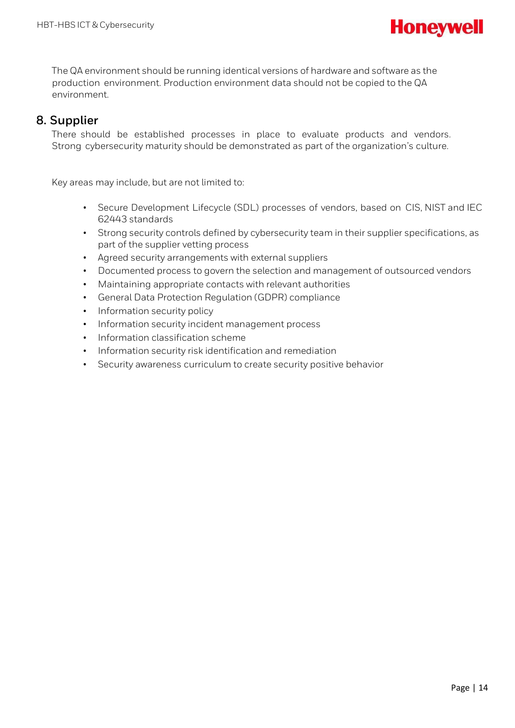The QA environment should be running identical versions of hardware and software as the production environment. Production environment data should not be copied to the QA environment.

## 8. Supplier

There should be established processes in place to evaluate products and vendors. Strong cybersecurity maturity should be demonstrated as part of the organization's culture.

Key areas may include, but are not limited to:

- Secure Development Lifecycle (SDL) processes of vendors, based on CIS, NIST and IEC 62443 standards
- Strong security controls defined by cybersecurity team in their supplier specifications, as part of the supplier vetting process
- Agreed security arrangements with external suppliers
- Documented process to govern the selection and management of outsourced vendors
- Maintaining appropriate contacts with relevant authorities
- General Data Protection Regulation (GDPR) compliance
- Information security policy
- Information security incident management process
- Information classification scheme
- Information security risk identification and remediation
- Security awareness curriculum to create security positive behavior